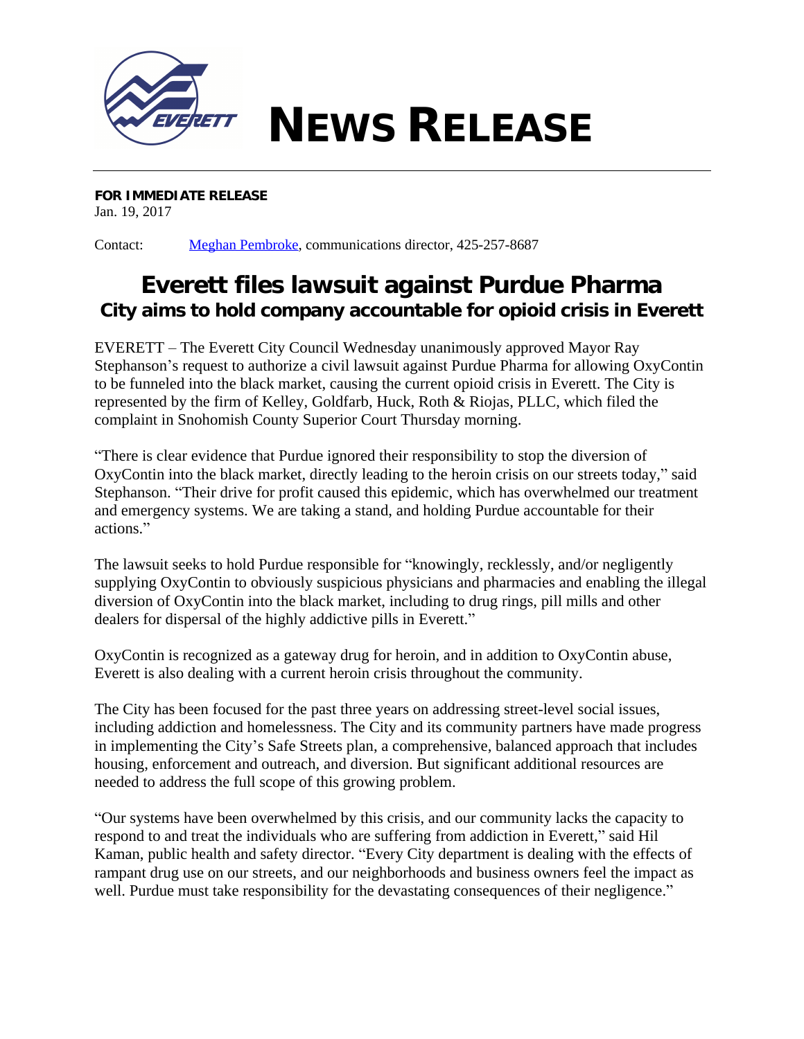# NEWS RELEASE

**FOR IMMEDIATE RELEASE**
Jan. 19, 2017

Contact: Meghan Pembroke, communications director, 425-257-8687

## Everett files lawsuit against Purdue Pharma
### City aims to hold company accountable for opioid crisis in Everett

EVERETT – The Everett City Council Wednesday unanimously approved Mayor Ray Stephanson's request to authorize a civil lawsuit against Purdue Pharma for allowing OxyContin to be funneled into the black market, causing the current opioid crisis in Everett. The City is represented by the firm of Kelley, Goldfarb, Huck, Roth & Riojas, PLLC, which filed the complaint in Snohomish County Superior Court Thursday morning.

"There is clear evidence that Purdue ignored their responsibility to stop the diversion of OxyContin into the black market, directly leading to the heroin crisis on our streets today," said Stephanson. "Their drive for profit caused this epidemic, which has overwhelmed our treatment and emergency systems. We are taking a stand, and holding Purdue accountable for their actions."

The lawsuit seeks to hold Purdue responsible for "knowingly, recklessly, and/or negligently supplying OxyContin to obviously suspicious physicians and pharmacies and enabling the illegal diversion of OxyContin into the black market, including to drug rings, pill mills and other dealers for dispersal of the highly addictive pills in Everett."

OxyContin is recognized as a gateway drug for heroin, and in addition to OxyContin abuse, Everett is also dealing with a current heroin crisis throughout the community.

The City has been focused for the past three years on addressing street-level social issues, including addiction and homelessness. The City and its community partners have made progress in implementing the City's Safe Streets plan, a comprehensive, balanced approach that includes housing, enforcement and outreach, and diversion. But significant additional resources are needed to address the full scope of this growing problem.

"Our systems have been overwhelmed by this crisis, and our community lacks the capacity to respond to and treat the individuals who are suffering from addiction in Everett," said Hil Kaman, public health and safety director. "Every City department is dealing with the effects of rampant drug use on our streets, and our neighborhoods and business owners feel the impact as well. Purdue must take responsibility for the devastating consequences of their negligence."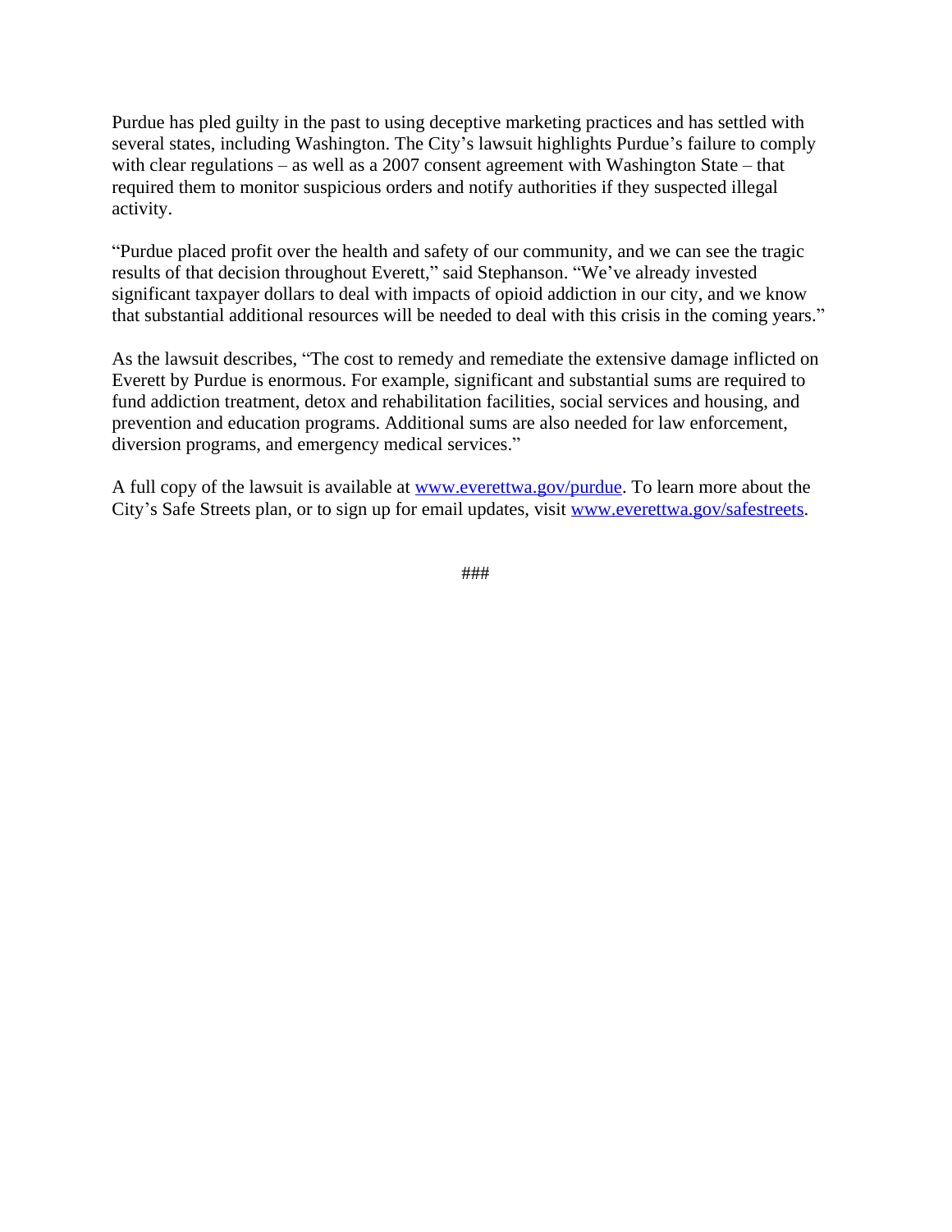Purdue has pled guilty in the past to using deceptive marketing practices and has settled with several states, including Washington. The City's lawsuit highlights Purdue's failure to comply with clear regulations – as well as a 2007 consent agreement with Washington State – that required them to monitor suspicious orders and notify authorities if they suspected illegal activity.

"Purdue placed profit over the health and safety of our community, and we can see the tragic results of that decision throughout Everett," said Stephanson. "We've already invested significant taxpayer dollars to deal with impacts of opioid addiction in our city, and we know that substantial additional resources will be needed to deal with this crisis in the coming years."

As the lawsuit describes, "The cost to remedy and remediate the extensive damage inflicted on Everett by Purdue is enormous. For example, significant and substantial sums are required to fund addiction treatment, detox and rehabilitation facilities, social services and housing, and prevention and education programs. Additional sums are also needed for law enforcement, diversion programs, and emergency medical services."

A full copy of the lawsuit is available at [www.everettwa.gov/purdue](www.everettwa.gov/purdue). To learn more about the City's Safe Streets plan, or to sign up for email updates, visit [www.everettwa.gov/safestreets](www.everettwa.gov/safestreets).

###